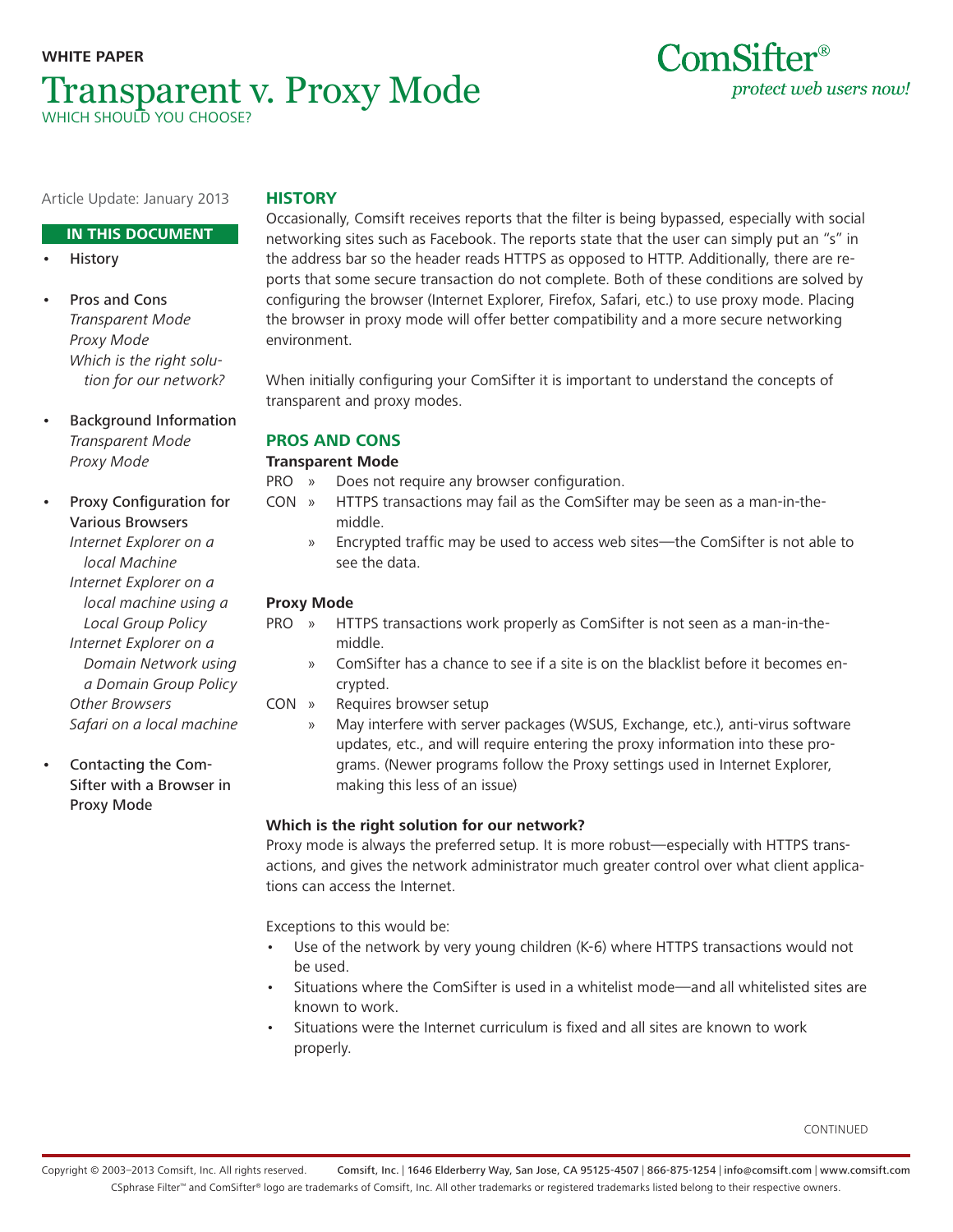**WHITE PAPER**

# Transparent v. Proxy Mode

WHICH SHOULD YOU CHOOSE?

ComSifter®
*protect web users now!*

Article Update: January 2013

**IN THIS DOCUMENT**

- History
- Pros and Cons
  - *Transparent Mode*
  - *Proxy Mode*
  - *Which is the right solution for our network?*
- Background Information
  - *Transparent Mode*
  - *Proxy Mode*
- Proxy Configuration for Various Browsers
  - *Internet Explorer on a local Machine*
  - *Internet Explorer on a local machine using a Local Group Policy*
  - *Internet Explorer on a Domain Network using a Domain Group Policy*
  - *Other Browsers*
  - *Safari on a local machine*
- Contacting the ComSifter with a Browser in Proxy Mode

## HISTORY

Occasionally, Comsift receives reports that the filter is being bypassed, especially with social networking sites such as Facebook. The reports state that the user can simply put an "s" in the address bar so the header reads HTTPS as opposed to HTTP. Additionally, there are reports that some secure transaction do not complete. Both of these conditions are solved by configuring the browser (Internet Explorer, Firefox, Safari, etc.) to use proxy mode. Placing the browser in proxy mode will offer better compatibility and a more secure networking environment.

When initially configuring your ComSifter it is important to understand the concepts of transparent and proxy modes.

## PROS AND CONS

### Transparent Mode

PRO » Does not require any browser configuration.

CON » HTTPS transactions may fail as the ComSifter may be seen as a man-in-the-middle.

» Encrypted traffic may be used to access web sites—the ComSifter is not able to see the data.

### Proxy Mode

PRO » HTTPS transactions work properly as ComSifter is not seen as a man-in-the-middle.

» ComSifter has a chance to see if a site is on the blacklist before it becomes encrypted.

CON » Requires browser setup

» May interfere with server packages (WSUS, Exchange, etc.), anti-virus software updates, etc., and will require entering the proxy information into these programs. (Newer programs follow the Proxy settings used in Internet Explorer, making this less of an issue)

### Which is the right solution for our network?

Proxy mode is always the preferred setup. It is more robust—especially with HTTPS transactions, and gives the network administrator much greater control over what client applications can access the Internet.

Exceptions to this would be:

- Use of the network by very young children (K-6) where HTTPS transactions would not be used.
- Situations where the ComSifter is used in a whitelist mode—and all whitelisted sites are known to work.
- Situations were the Internet curriculum is fixed and all sites are known to work properly.

CONTINUED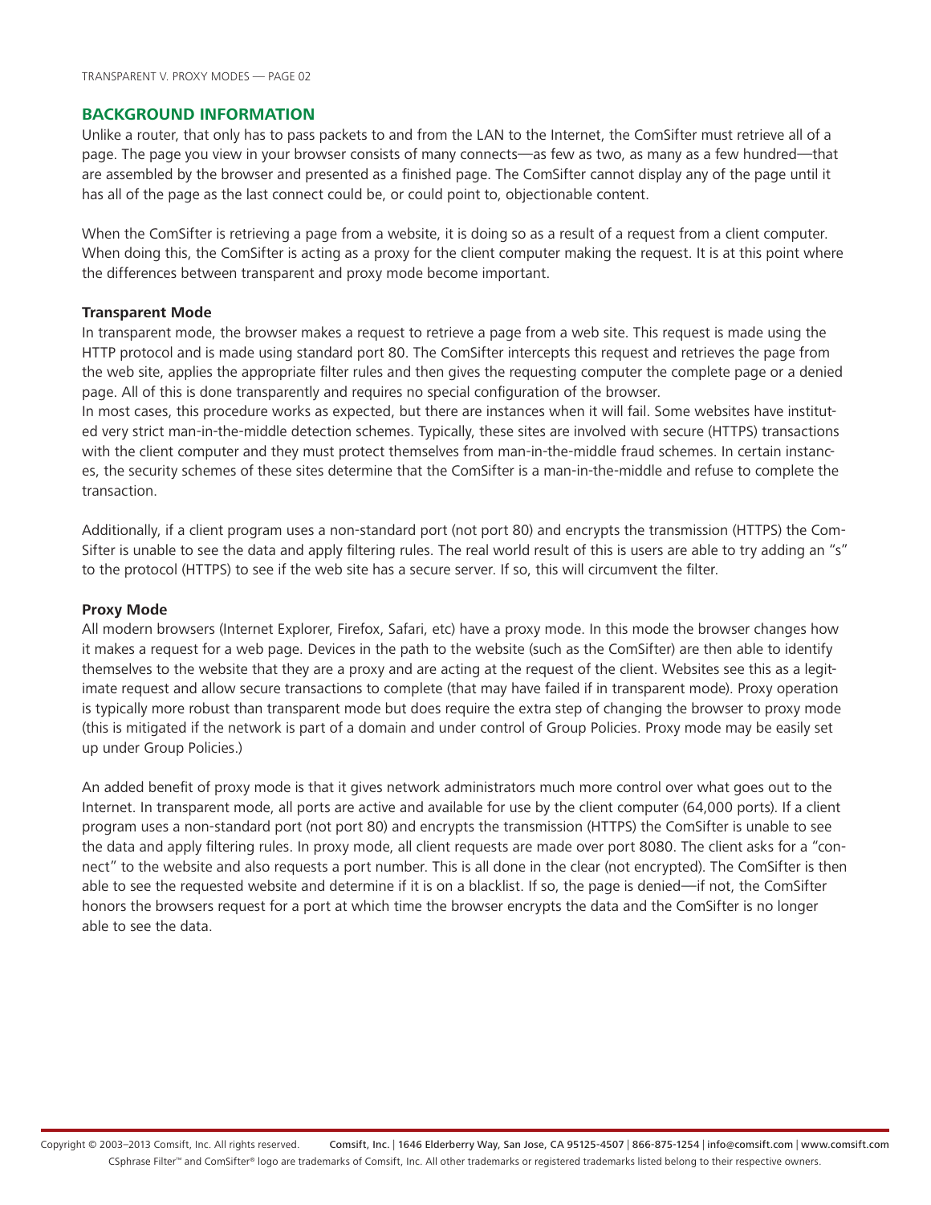## BACKGROUND INFORMATION

Unlike a router, that only has to pass packets to and from the LAN to the Internet, the ComSifter must retrieve all of a page. The page you view in your browser consists of many connects—as few as two, as many as a few hundred—that are assembled by the browser and presented as a finished page. The ComSifter cannot display any of the page until it has all of the page as the last connect could be, or could point to, objectionable content.

When the ComSifter is retrieving a page from a website, it is doing so as a result of a request from a client computer. When doing this, the ComSifter is acting as a proxy for the client computer making the request. It is at this point where the differences between transparent and proxy mode become important.

**Transparent Mode**

In transparent mode, the browser makes a request to retrieve a page from a web site. This request is made using the HTTP protocol and is made using standard port 80. The ComSifter intercepts this request and retrieves the page from the web site, applies the appropriate filter rules and then gives the requesting computer the complete page or a denied page. All of this is done transparently and requires no special configuration of the browser.

In most cases, this procedure works as expected, but there are instances when it will fail. Some websites have instituted very strict man-in-the-middle detection schemes. Typically, these sites are involved with secure (HTTPS) transactions with the client computer and they must protect themselves from man-in-the-middle fraud schemes. In certain instances, the security schemes of these sites determine that the ComSifter is a man-in-the-middle and refuse to complete the transaction.

Additionally, if a client program uses a non-standard port (not port 80) and encrypts the transmission (HTTPS) the ComSifter is unable to see the data and apply filtering rules. The real world result of this is users are able to try adding an "s" to the protocol (HTTPS) to see if the web site has a secure server. If so, this will circumvent the filter.

**Proxy Mode**

All modern browsers (Internet Explorer, Firefox, Safari, etc) have a proxy mode. In this mode the browser changes how it makes a request for a web page. Devices in the path to the website (such as the ComSifter) are then able to identify themselves to the website that they are a proxy and are acting at the request of the client. Websites see this as a legitimate request and allow secure transactions to complete (that may have failed if in transparent mode). Proxy operation is typically more robust than transparent mode but does require the extra step of changing the browser to proxy mode (this is mitigated if the network is part of a domain and under control of Group Policies. Proxy mode may be easily set up under Group Policies.)

An added benefit of proxy mode is that it gives network administrators much more control over what goes out to the Internet. In transparent mode, all ports are active and available for use by the client computer (64,000 ports). If a client program uses a non-standard port (not port 80) and encrypts the transmission (HTTPS) the ComSifter is unable to see the data and apply filtering rules. In proxy mode, all client requests are made over port 8080. The client asks for a "connect" to the website and also requests a port number. This is all done in the clear (not encrypted). The ComSifter is then able to see the requested website and determine if it is on a blacklist. If so, the page is denied—if not, the ComSifter honors the browsers request for a port at which time the browser encrypts the data and the ComSifter is no longer able to see the data.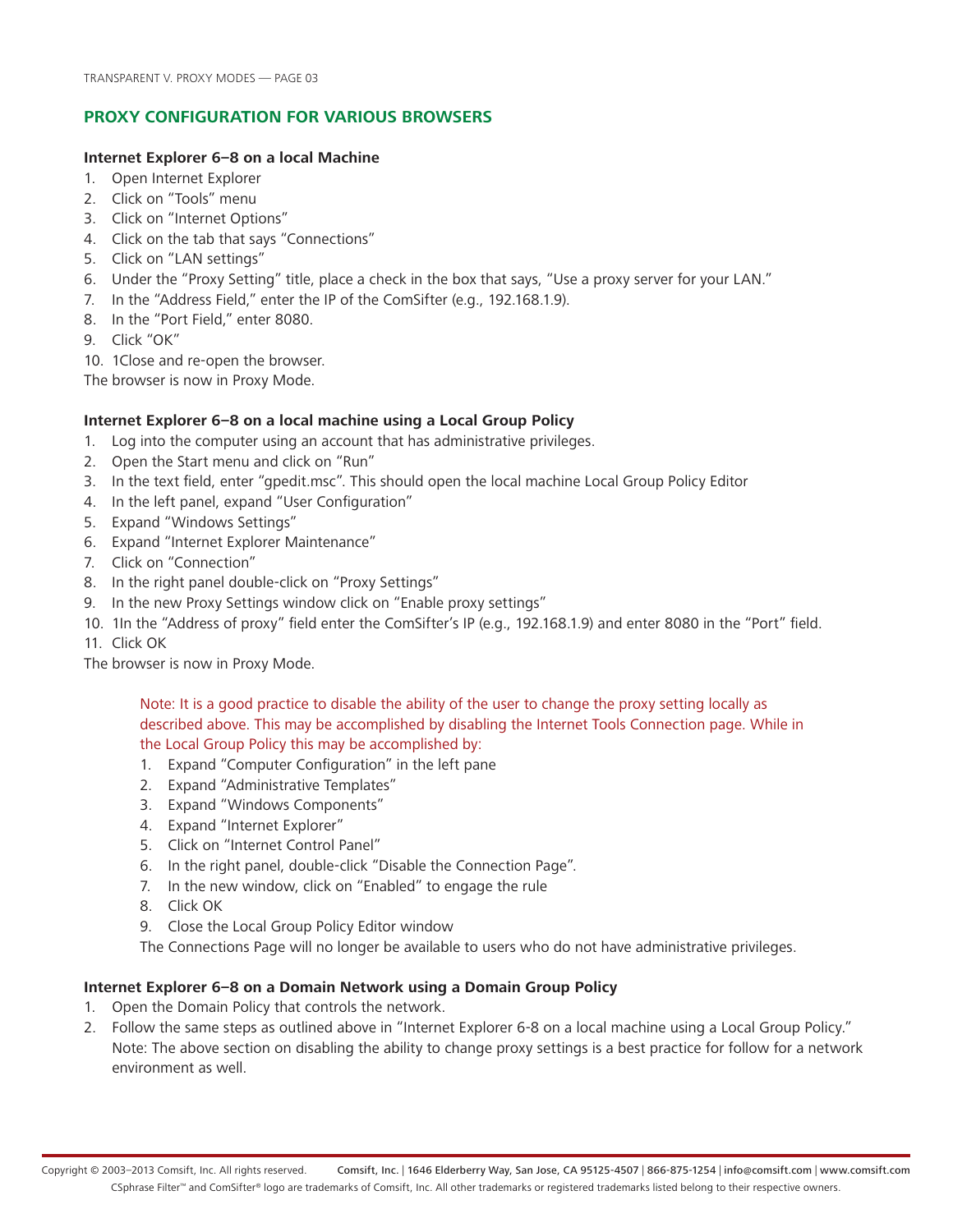## PROXY CONFIGURATION FOR VARIOUS BROWSERS

**Internet Explorer 6–8 on a local Machine**

1. Open Internet Explorer
2. Click on "Tools" menu
3. Click on "Internet Options"
4. Click on the tab that says "Connections"
5. Click on "LAN settings"
6. Under the "Proxy Setting" title, place a check in the box that says, "Use a proxy server for your LAN."
7. In the "Address Field," enter the IP of the ComSifter (e.g., 192.168.1.9).
8. In the "Port Field," enter 8080.
9. Click "OK"
10. 1Close and re-open the browser.

The browser is now in Proxy Mode.

**Internet Explorer 6–8 on a local machine using a Local Group Policy**

1. Log into the computer using an account that has administrative privileges.
2. Open the Start menu and click on "Run"
3. In the text field, enter "gpedit.msc". This should open the local machine Local Group Policy Editor
4. In the left panel, expand "User Configuration"
5. Expand "Windows Settings"
6. Expand "Internet Explorer Maintenance"
7. Click on "Connection"
8. In the right panel double-click on "Proxy Settings"
9. In the new Proxy Settings window click on "Enable proxy settings"
10. 1In the "Address of proxy" field enter the ComSifter's IP (e.g., 192.168.1.9) and enter 8080 in the "Port" field.
11. Click OK

The browser is now in Proxy Mode.

> Note: It is a good practice to disable the ability of the user to change the proxy setting locally as described above. This may be accomplished by disabling the Internet Tools Connection page. While in the Local Group Policy this may be accomplished by:
>
> 1. Expand "Computer Configuration" in the left pane
> 2. Expand "Administrative Templates"
> 3. Expand "Windows Components"
> 4. Expand "Internet Explorer"
> 5. Click on "Internet Control Panel"
> 6. In the right panel, double-click "Disable the Connection Page".
> 7. In the new window, click on "Enabled" to engage the rule
> 8. Click OK
> 9. Close the Local Group Policy Editor window
>
> The Connections Page will no longer be available to users who do not have administrative privileges.

**Internet Explorer 6–8 on a Domain Network using a Domain Group Policy**

1. Open the Domain Policy that controls the network.
2. Follow the same steps as outlined above in "Internet Explorer 6-8 on a local machine using a Local Group Policy." Note: The above section on disabling the ability to change proxy settings is a best practice for follow for a network environment as well.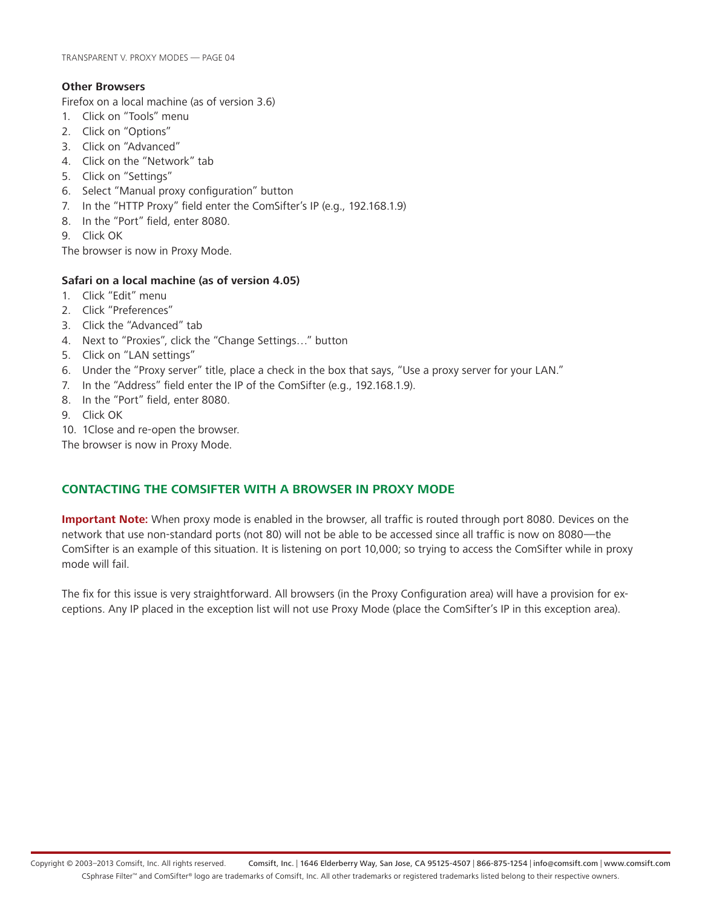**Other Browsers**

Firefox on a local machine (as of version 3.6)

1. Click on "Tools" menu
2. Click on "Options"
3. Click on "Advanced"
4. Click on the "Network" tab
5. Click on "Settings"
6. Select "Manual proxy configuration" button
7. In the "HTTP Proxy" field enter the ComSifter's IP (e.g., 192.168.1.9)
8. In the "Port" field, enter 8080.
9. Click OK

The browser is now in Proxy Mode.

**Safari on a local machine (as of version 4.05)**

1. Click "Edit" menu
2. Click "Preferences"
3. Click the "Advanced" tab
4. Next to "Proxies", click the "Change Settings…" button
5. Click on "LAN settings"
6. Under the "Proxy server" title, place a check in the box that says, "Use a proxy server for your LAN."
7. In the "Address" field enter the IP of the ComSifter (e.g., 192.168.1.9).
8. In the "Port" field, enter 8080.
9. Click OK
10. 1Close and re-open the browser.

The browser is now in Proxy Mode.

## CONTACTING THE COMSIFTER WITH A BROWSER IN PROXY MODE

**Important Note:** When proxy mode is enabled in the browser, all traffic is routed through port 8080. Devices on the network that use non-standard ports (not 80) will not be able to be accessed since all traffic is now on 8080—the ComSifter is an example of this situation. It is listening on port 10,000; so trying to access the ComSifter while in proxy mode will fail.

The fix for this issue is very straightforward. All browsers (in the Proxy Configuration area) will have a provision for exceptions. Any IP placed in the exception list will not use Proxy Mode (place the ComSifter's IP in this exception area).

Copyright © 2003–2013 Comsift, Inc. All rights reserved. **Comsift, Inc.** | **1646 Elderberry Way, San Jose, CA 95125-4507** | **866-875-1254** | **info@comsift.com** | **www.comsift.com**

CSphrase Filter™ and ComSifter® logo are trademarks of Comsift, Inc. All other trademarks or registered trademarks listed belong to their respective owners.